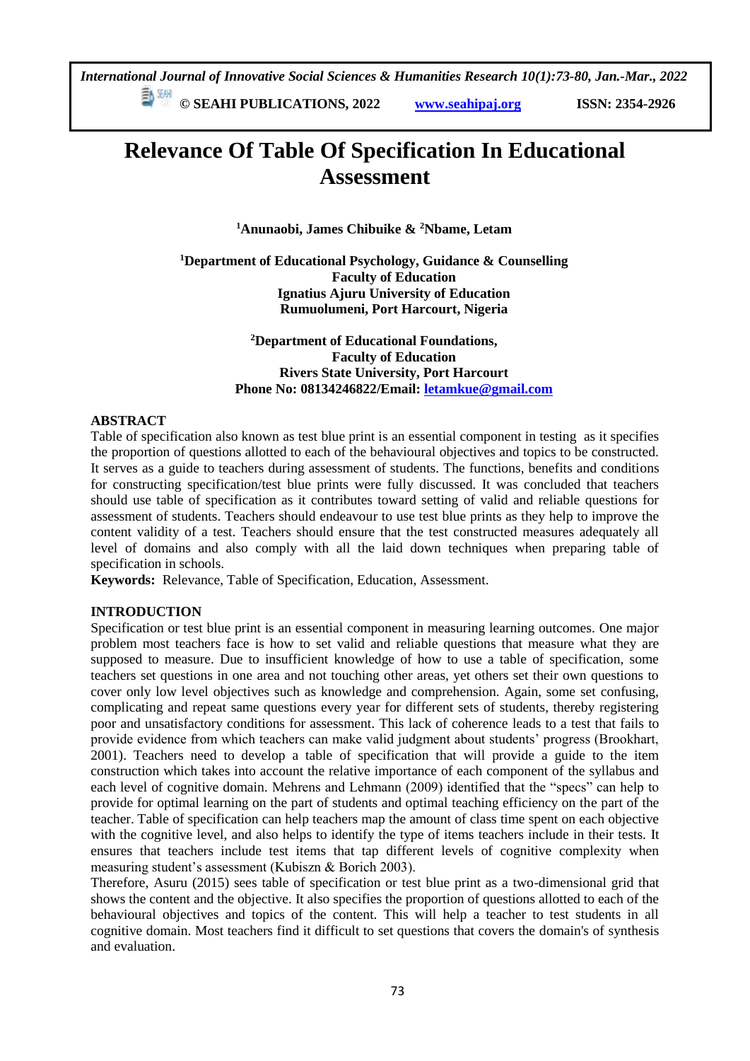# Relevance Of Table Of Specification In Educational Assessment

**[1]Anunaobi, James Chibuike & [2]Nbame, Letam**

**[1]Department of Educational Psychology, Guidance & Counselling**
**Faculty of Education**
**Ignatius Ajuru University of Education**
**Rumuolumeni, Port Harcourt, Nigeria**

**[2]Department of Educational Foundations,**
**Faculty of Education**
**Rivers State University, Port Harcourt**
**Phone No: 08134246822/Email: letamkue@gmail.com**

## ABSTRACT

Table of specification also known as test blue print is an essential component in testing as it specifies the proportion of questions allotted to each of the behavioural objectives and topics to be constructed. It serves as a guide to teachers during assessment of students. The functions, benefits and conditions for constructing specification/test blue prints were fully discussed. It was concluded that teachers should use table of specification as it contributes toward setting of valid and reliable questions for assessment of students. Teachers should endeavour to use test blue prints as they help to improve the content validity of a test. Teachers should ensure that the test constructed measures adequately all level of domains and also comply with all the laid down techniques when preparing table of specification in schools.

**Keywords:** Relevance, Table of Specification, Education, Assessment.

## INTRODUCTION

Specification or test blue print is an essential component in measuring learning outcomes. One major problem most teachers face is how to set valid and reliable questions that measure what they are supposed to measure. Due to insufficient knowledge of how to use a table of specification, some teachers set questions in one area and not touching other areas, yet others set their own questions to cover only low level objectives such as knowledge and comprehension. Again, some set confusing, complicating and repeat same questions every year for different sets of students, thereby registering poor and unsatisfactory conditions for assessment. This lack of coherence leads to a test that fails to provide evidence from which teachers can make valid judgment about students' progress (Brookhart, 2001). Teachers need to develop a table of specification that will provide a guide to the item construction which takes into account the relative importance of each component of the syllabus and each level of cognitive domain. Mehrens and Lehmann (2009) identified that the "specs" can help to provide for optimal learning on the part of students and optimal teaching efficiency on the part of the teacher. Table of specification can help teachers map the amount of class time spent on each objective with the cognitive level, and also helps to identify the type of items teachers include in their tests. It ensures that teachers include test items that tap different levels of cognitive complexity when measuring student's assessment (Kubiszn & Borich 2003).

Therefore, Asuru (2015) sees table of specification or test blue print as a two-dimensional grid that shows the content and the objective. It also specifies the proportion of questions allotted to each of the behavioural objectives and topics of the content. This will help a teacher to test students in all cognitive domain. Most teachers find it difficult to set questions that covers the domain's of synthesis and evaluation.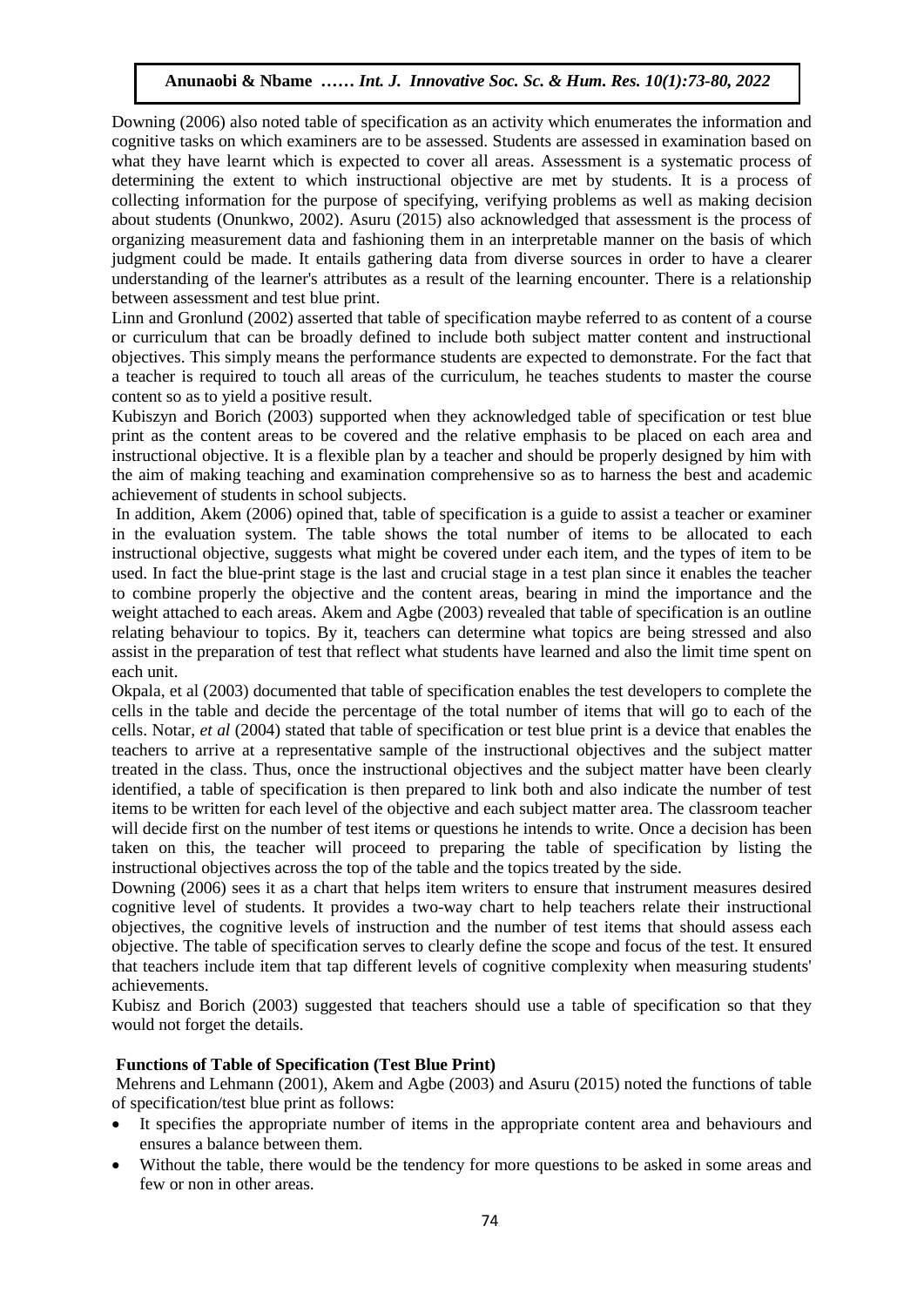Downing (2006) also noted table of specification as an activity which enumerates the information and cognitive tasks on which examiners are to be assessed. Students are assessed in examination based on what they have learnt which is expected to cover all areas. Assessment is a systematic process of determining the extent to which instructional objective are met by students. It is a process of collecting information for the purpose of specifying, verifying problems as well as making decision about students (Onunkwo, 2002). Asuru (2015) also acknowledged that assessment is the process of organizing measurement data and fashioning them in an interpretable manner on the basis of which judgment could be made. It entails gathering data from diverse sources in order to have a clearer understanding of the learner's attributes as a result of the learning encounter. There is a relationship between assessment and test blue print.

Linn and Gronlund (2002) asserted that table of specification maybe referred to as content of a course or curriculum that can be broadly defined to include both subject matter content and instructional objectives. This simply means the performance students are expected to demonstrate. For the fact that a teacher is required to touch all areas of the curriculum, he teaches students to master the course content so as to yield a positive result.

Kubiszyn and Borich (2003) supported when they acknowledged table of specification or test blue print as the content areas to be covered and the relative emphasis to be placed on each area and instructional objective. It is a flexible plan by a teacher and should be properly designed by him with the aim of making teaching and examination comprehensive so as to harness the best and academic achievement of students in school subjects.

In addition, Akem (2006) opined that, table of specification is a guide to assist a teacher or examiner in the evaluation system. The table shows the total number of items to be allocated to each instructional objective, suggests what might be covered under each item, and the types of item to be used. In fact the blue-print stage is the last and crucial stage in a test plan since it enables the teacher to combine properly the objective and the content areas, bearing in mind the importance and the weight attached to each areas. Akem and Agbe (2003) revealed that table of specification is an outline relating behaviour to topics. By it, teachers can determine what topics are being stressed and also assist in the preparation of test that reflect what students have learned and also the limit time spent on each unit.

Okpala, et al (2003) documented that table of specification enables the test developers to complete the cells in the table and decide the percentage of the total number of items that will go to each of the cells. Notar, *et al* (2004) stated that table of specification or test blue print is a device that enables the teachers to arrive at a representative sample of the instructional objectives and the subject matter treated in the class. Thus, once the instructional objectives and the subject matter have been clearly identified, a table of specification is then prepared to link both and also indicate the number of test items to be written for each level of the objective and each subject matter area. The classroom teacher will decide first on the number of test items or questions he intends to write. Once a decision has been taken on this, the teacher will proceed to preparing the table of specification by listing the instructional objectives across the top of the table and the topics treated by the side.

Downing (2006) sees it as a chart that helps item writers to ensure that instrument measures desired cognitive level of students. It provides a two-way chart to help teachers relate their instructional objectives, the cognitive levels of instruction and the number of test items that should assess each objective. The table of specification serves to clearly define the scope and focus of the test. It ensured that teachers include item that tap different levels of cognitive complexity when measuring students' achievements.

Kubisz and Borich (2003) suggested that teachers should use a table of specification so that they would not forget the details.

### Functions of Table of Specification (Test Blue Print)

Mehrens and Lehmann (2001), Akem and Agbe (2003) and Asuru (2015) noted the functions of table of specification/test blue print as follows:

- It specifies the appropriate number of items in the appropriate content area and behaviours and ensures a balance between them.
- Without the table, there would be the tendency for more questions to be asked in some areas and few or non in other areas.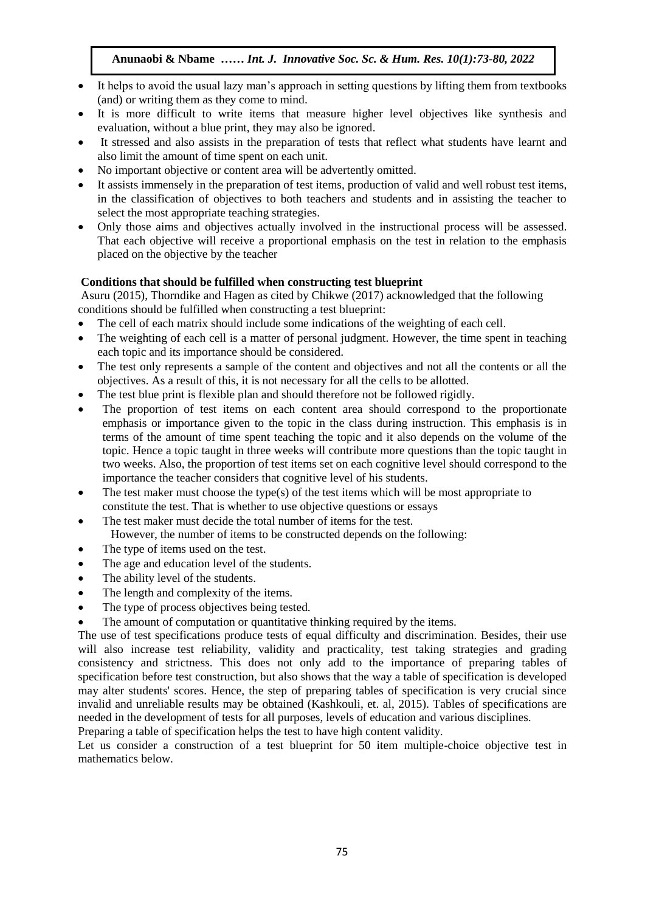- It helps to avoid the usual lazy man's approach in setting questions by lifting them from textbooks (and) or writing them as they come to mind.
- It is more difficult to write items that measure higher level objectives like synthesis and evaluation, without a blue print, they may also be ignored.
- It stressed and also assists in the preparation of tests that reflect what students have learnt and also limit the amount of time spent on each unit.
- No important objective or content area will be advertently omitted.
- It assists immensely in the preparation of test items, production of valid and well robust test items, in the classification of objectives to both teachers and students and in assisting the teacher to select the most appropriate teaching strategies.
- Only those aims and objectives actually involved in the instructional process will be assessed. That each objective will receive a proportional emphasis on the test in relation to the emphasis placed on the objective by the teacher

**Conditions that should be fulfilled when constructing test blueprint**

Asuru (2015), Thorndike and Hagen as cited by Chikwe (2017) acknowledged that the following conditions should be fulfilled when constructing a test blueprint:

- The cell of each matrix should include some indications of the weighting of each cell.
- The weighting of each cell is a matter of personal judgment. However, the time spent in teaching each topic and its importance should be considered.
- The test only represents a sample of the content and objectives and not all the contents or all the objectives. As a result of this, it is not necessary for all the cells to be allotted.
- The test blue print is flexible plan and should therefore not be followed rigidly.
- The proportion of test items on each content area should correspond to the proportionate emphasis or importance given to the topic in the class during instruction. This emphasis is in terms of the amount of time spent teaching the topic and it also depends on the volume of the topic. Hence a topic taught in three weeks will contribute more questions than the topic taught in two weeks. Also, the proportion of test items set on each cognitive level should correspond to the importance the teacher considers that cognitive level of his students.
- The test maker must choose the type(s) of the test items which will be most appropriate to constitute the test. That is whether to use objective questions or essays
- The test maker must decide the total number of items for the test.
  However, the number of items to be constructed depends on the following:
- The type of items used on the test.
- The age and education level of the students.
- The ability level of the students.
- The length and complexity of the items.
- The type of process objectives being tested.
- The amount of computation or quantitative thinking required by the items.

The use of test specifications produce tests of equal difficulty and discrimination. Besides, their use will also increase test reliability, validity and practicality, test taking strategies and grading consistency and strictness. This does not only add to the importance of preparing tables of specification before test construction, but also shows that the way a table of specification is developed may alter students' scores. Hence, the step of preparing tables of specification is very crucial since invalid and unreliable results may be obtained (Kashkouli, et. al, 2015). Tables of specifications are needed in the development of tests for all purposes, levels of education and various disciplines.

Preparing a table of specification helps the test to have high content validity.

Let us consider a construction of a test blueprint for 50 item multiple-choice objective test in mathematics below.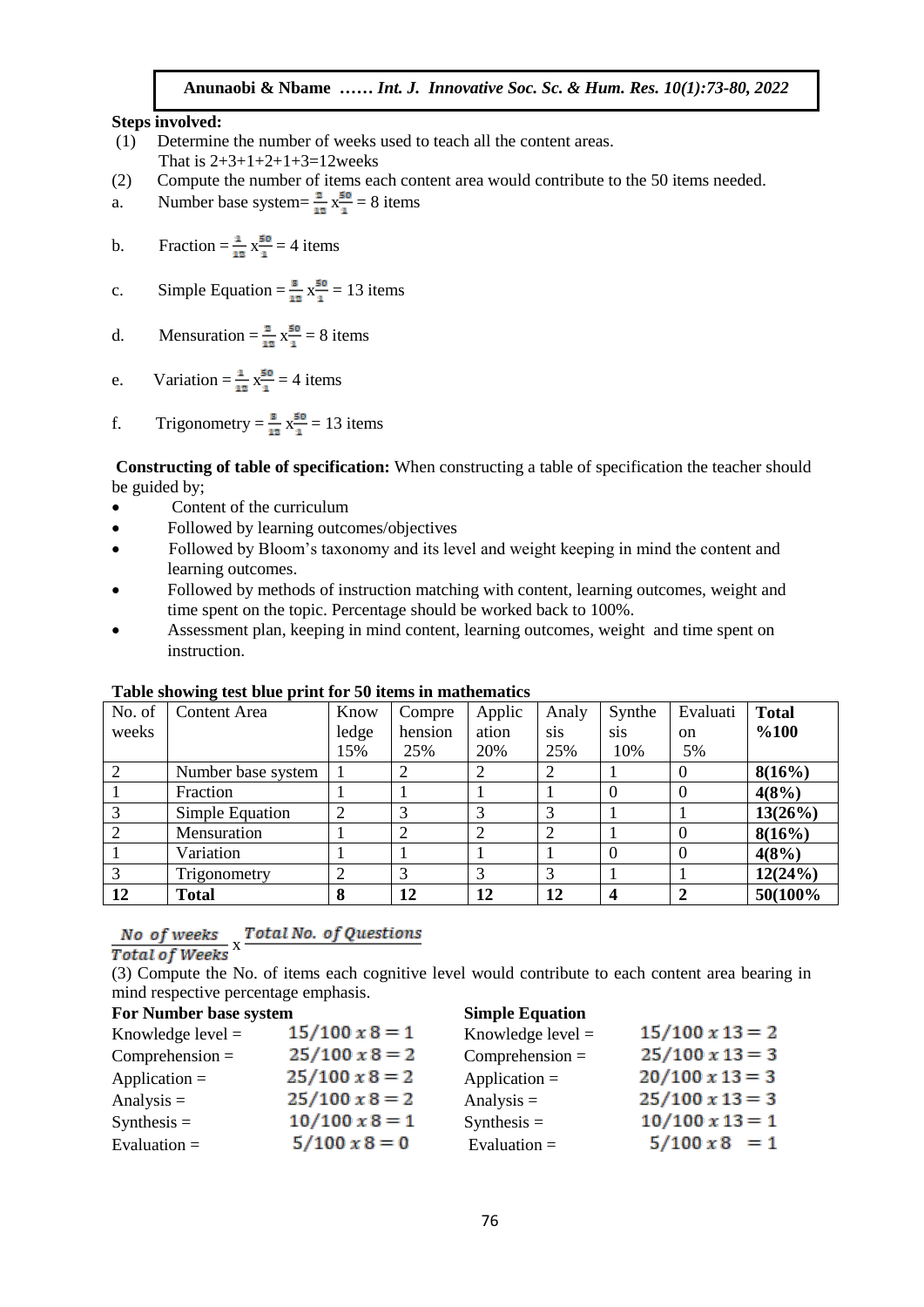**Steps involved:**

(1) Determine the number of weeks used to teach all the content areas.
That is 2+3+1+2+1+3=12weeks

(2) Compute the number of items each content area would contribute to the 50 items needed.

a. Number base system= $\frac{2}{12} \times \frac{50}{1}$ = 8 items

b. Fraction = $\frac{1}{12} \times \frac{50}{1}$ = 4 items

c. Simple Equation = $\frac{3}{12} \times \frac{50}{1}$ = 13 items

d. Mensuration = $\frac{2}{12} \times \frac{50}{1}$ = 8 items

e. Variation = $\frac{1}{12} \times \frac{50}{1}$ = 4 items

f. Trigonometry = $\frac{3}{12} \times \frac{50}{1}$ = 13 items

**Constructing of table of specification:** When constructing a table of specification the teacher should be guided by;

- Content of the curriculum
- Followed by learning outcomes/objectives
- Followed by Bloom's taxonomy and its level and weight keeping in mind the content and learning outcomes.
- Followed by methods of instruction matching with content, learning outcomes, weight and time spent on the topic. Percentage should be worked back to 100%.
- Assessment plan, keeping in mind content, learning outcomes, weight and time spent on instruction.

**Table showing test blue print for 50 items in mathematics**

| No. of weeks | Content Area | Knowledge 15% | Comprehension 25% | Application 20% | Analysis 25% | Synthesis 10% | Evaluation 5% | **Total %100** |
|---|---|---|---|---|---|---|---|---|
| 2 | Number base system | 1 | 2 | 2 | 2 | 1 | 0 | **8(16%)** |
| 1 | Fraction | 1 | 1 | 1 | 1 | 0 | 0 | **4(8%)** |
| 3 | Simple Equation | 2 | 3 | 3 | 3 | 1 | 1 | **13(26%)** |
| 2 | Mensuration | 1 | 2 | 2 | 2 | 1 | 0 | **8(16%)** |
| 1 | Variation | 1 | 1 | 1 | 1 | 0 | 0 | **4(8%)** |
| 3 | Trigonometry | 2 | 3 | 3 | 3 | 1 | 1 | **12(24%)** |
| **12** | **Total** | **8** | **12** | **12** | **12** | **4** | **2** | **50(100%** |

$\frac{No\ of\ weeks}{Total\ of\ Weeks} \times \frac{Total\ No.\ of\ Questions}{}$

(3) Compute the No. of items each cognitive level would contribute to each content area bearing in mind respective percentage emphasis.

**For Number base system**

Knowledge level = $15/100 \times 8 = 1$
Comprehension = $25/100 \times 8 = 2$
Application = $25/100 \times 8 = 2$
Analysis = $25/100 \times 8 = 2$
Synthesis = $10/100 \times 8 = 1$
Evaluation = $5/100 \times 8 = 0$

**Simple Equation**

Knowledge level = $15/100 \times 13 = 2$
Comprehension = $25/100 \times 13 = 3$
Application = $20/100 \times 13 = 3$
Analysis = $25/100 \times 13 = 3$
Synthesis = $10/100 \times 13 = 1$
Evaluation = $5/100 \times 8 \ = 1$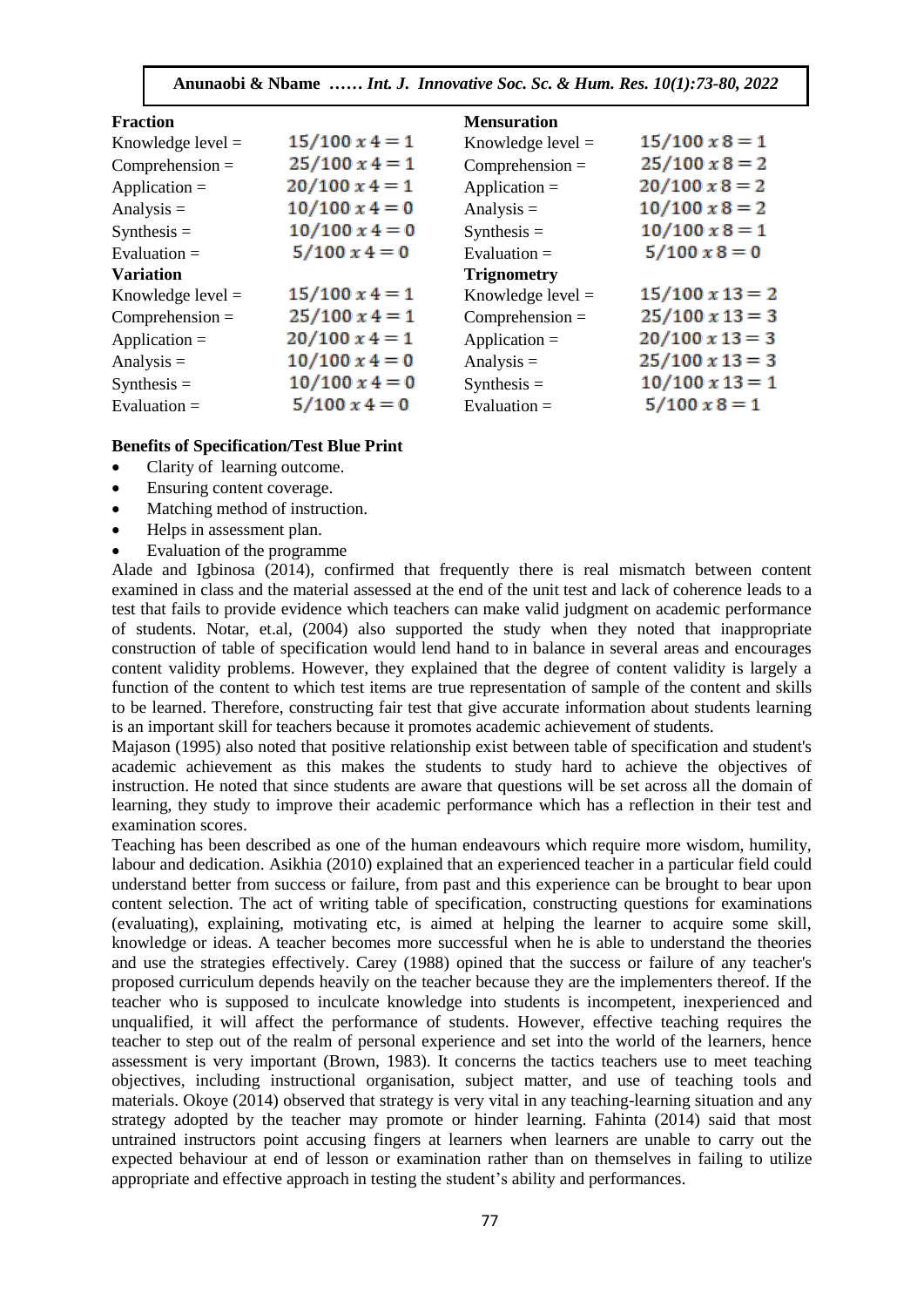**Fraction**

Knowledge level = $15/100 \, x \, 4 = 1$
Comprehension = $25/100 \, x \, 4 = 1$
Application = $20/100 \, x \, 4 = 1$
Analysis = $10/100 \, x \, 4 = 0$
Synthesis = $10/100 \, x \, 4 = 0$
Evaluation = $5/100 \, x \, 4 = 0$

**Variation**

Knowledge level = $15/100 \, x \, 4 = 1$
Comprehension = $25/100 \, x \, 4 = 1$
Application = $20/100 \, x \, 4 = 1$
Analysis = $10/100 \, x \, 4 = 0$
Synthesis = $10/100 \, x \, 4 = 0$
Evaluation = $5/100 \, x \, 4 = 0$

**Mensuration**

Knowledge level = $15/100 \, x \, 8 = 1$
Comprehension = $25/100 \, x \, 8 = 2$
Application = $20/100 \, x \, 8 = 2$
Analysis = $10/100 \, x \, 8 = 2$
Synthesis = $10/100 \, x \, 8 = 1$
Evaluation = $5/100 \, x \, 8 = 0$

**Trignometry**

Knowledge level = $15/100 \, x \, 13 = 2$
Comprehension = $25/100 \, x \, 13 = 3$
Application = $20/100 \, x \, 13 = 3$
Analysis = $25/100 \, x \, 13 = 3$
Synthesis = $10/100 \, x \, 13 = 1$
Evaluation = $5/100 \, x \, 8 = 1$

**Benefits of Specification/Test Blue Print**

- Clarity of learning outcome.
- Ensuring content coverage.
- Matching method of instruction.
- Helps in assessment plan.
- Evaluation of the programme

Alade and Igbinosa (2014), confirmed that frequently there is real mismatch between content examined in class and the material assessed at the end of the unit test and lack of coherence leads to a test that fails to provide evidence which teachers can make valid judgment on academic performance of students. Notar, et.al, (2004) also supported the study when they noted that inappropriate construction of table of specification would lend hand to in balance in several areas and encourages content validity problems. However, they explained that the degree of content validity is largely a function of the content to which test items are true representation of sample of the content and skills to be learned. Therefore, constructing fair test that give accurate information about students learning is an important skill for teachers because it promotes academic achievement of students.

Majason (1995) also noted that positive relationship exist between table of specification and student's academic achievement as this makes the students to study hard to achieve the objectives of instruction. He noted that since students are aware that questions will be set across all the domain of learning, they study to improve their academic performance which has a reflection in their test and examination scores.

Teaching has been described as one of the human endeavours which require more wisdom, humility, labour and dedication. Asikhia (2010) explained that an experienced teacher in a particular field could understand better from success or failure, from past and this experience can be brought to bear upon content selection. The act of writing table of specification, constructing questions for examinations (evaluating), explaining, motivating etc, is aimed at helping the learner to acquire some skill, knowledge or ideas. A teacher becomes more successful when he is able to understand the theories and use the strategies effectively. Carey (1988) opined that the success or failure of any teacher's proposed curriculum depends heavily on the teacher because they are the implementers thereof. If the teacher who is supposed to inculcate knowledge into students is incompetent, inexperienced and unqualified, it will affect the performance of students. However, effective teaching requires the teacher to step out of the realm of personal experience and set into the world of the learners, hence assessment is very important (Brown, 1983). It concerns the tactics teachers use to meet teaching objectives, including instructional organisation, subject matter, and use of teaching tools and materials. Okoye (2014) observed that strategy is very vital in any teaching-learning situation and any strategy adopted by the teacher may promote or hinder learning. Fahinta (2014) said that most untrained instructors point accusing fingers at learners when learners are unable to carry out the expected behaviour at end of lesson or examination rather than on themselves in failing to utilize appropriate and effective approach in testing the student's ability and performances.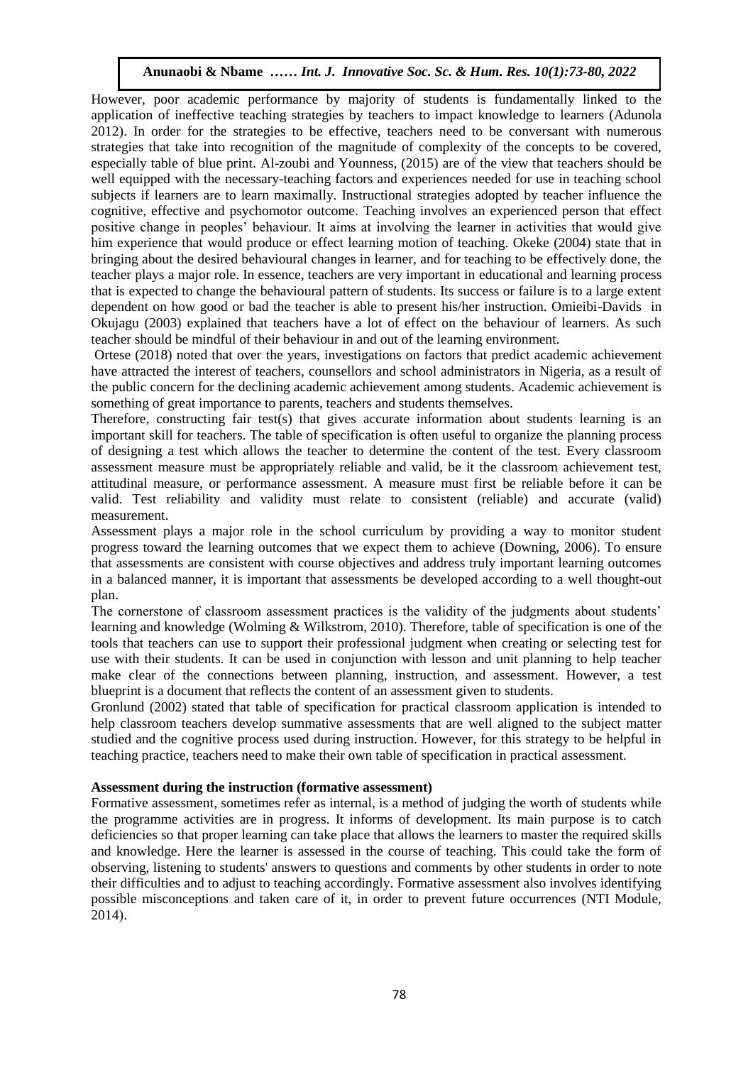However, poor academic performance by majority of students is fundamentally linked to the application of ineffective teaching strategies by teachers to impact knowledge to learners (Adunola 2012). In order for the strategies to be effective, teachers need to be conversant with numerous strategies that take into recognition of the magnitude of complexity of the concepts to be covered, especially table of blue print. Al-zoubi and Younness, (2015) are of the view that teachers should be well equipped with the necessary-teaching factors and experiences needed for use in teaching school subjects if learners are to learn maximally. Instructional strategies adopted by teacher influence the cognitive, effective and psychomotor outcome. Teaching involves an experienced person that effect positive change in peoples' behaviour. It aims at involving the learner in activities that would give him experience that would produce or effect learning motion of teaching. Okeke (2004) state that in bringing about the desired behavioural changes in learner, and for teaching to be effectively done, the teacher plays a major role. In essence, teachers are very important in educational and learning process that is expected to change the behavioural pattern of students. Its success or failure is to a large extent dependent on how good or bad the teacher is able to present his/her instruction. Omieibi-Davids in Okujagu (2003) explained that teachers have a lot of effect on the behaviour of learners. As such teacher should be mindful of their behaviour in and out of the learning environment.

Ortese (2018) noted that over the years, investigations on factors that predict academic achievement have attracted the interest of teachers, counsellors and school administrators in Nigeria, as a result of the public concern for the declining academic achievement among students. Academic achievement is something of great importance to parents, teachers and students themselves.

Therefore, constructing fair test(s) that gives accurate information about students learning is an important skill for teachers. The table of specification is often useful to organize the planning process of designing a test which allows the teacher to determine the content of the test. Every classroom assessment measure must be appropriately reliable and valid, be it the classroom achievement test, attitudinal measure, or performance assessment. A measure must first be reliable before it can be valid. Test reliability and validity must relate to consistent (reliable) and accurate (valid) measurement.

Assessment plays a major role in the school curriculum by providing a way to monitor student progress toward the learning outcomes that we expect them to achieve (Downing, 2006). To ensure that assessments are consistent with course objectives and address truly important learning outcomes in a balanced manner, it is important that assessments be developed according to a well thought-out plan.

The cornerstone of classroom assessment practices is the validity of the judgments about students' learning and knowledge (Wolming & Wilkstrom, 2010). Therefore, table of specification is one of the tools that teachers can use to support their professional judgment when creating or selecting test for use with their students. It can be used in conjunction with lesson and unit planning to help teacher make clear of the connections between planning, instruction, and assessment. However, a test blueprint is a document that reflects the content of an assessment given to students.

Gronlund (2002) stated that table of specification for practical classroom application is intended to help classroom teachers develop summative assessments that are well aligned to the subject matter studied and the cognitive process used during instruction. However, for this strategy to be helpful in teaching practice, teachers need to make their own table of specification in practical assessment.

**Assessment during the instruction (formative assessment)**

Formative assessment, sometimes refer as internal, is a method of judging the worth of students while the programme activities are in progress. It informs of development. Its main purpose is to catch deficiencies so that proper learning can take place that allows the learners to master the required skills and knowledge. Here the learner is assessed in the course of teaching. This could take the form of observing, listening to students' answers to questions and comments by other students in order to note their difficulties and to adjust to teaching accordingly. Formative assessment also involves identifying possible misconceptions and taken care of it, in order to prevent future occurrences (NTI Module, 2014).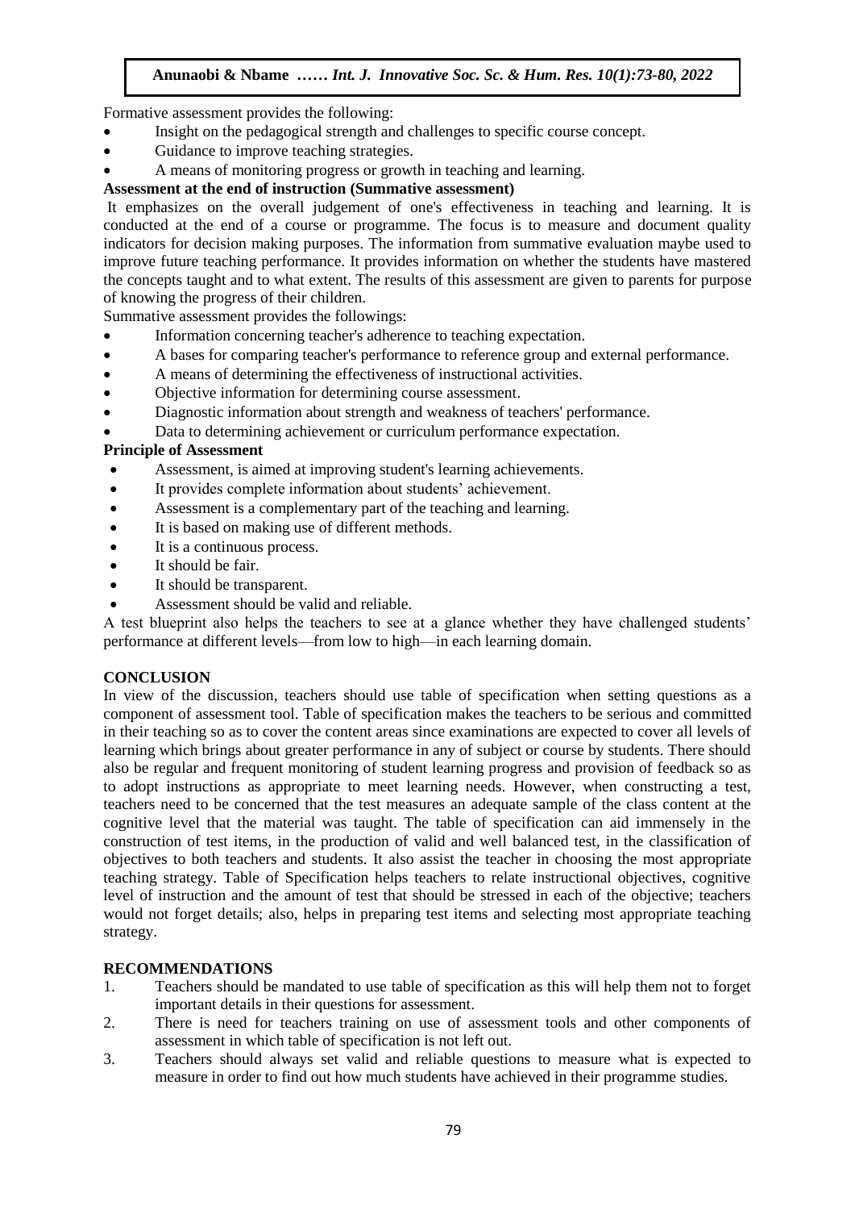Formative assessment provides the following:

- Insight on the pedagogical strength and challenges to specific course concept.
- Guidance to improve teaching strategies.
- A means of monitoring progress or growth in teaching and learning.

**Assessment at the end of instruction (Summative assessment)**

It emphasizes on the overall judgement of one's effectiveness in teaching and learning. It is conducted at the end of a course or programme. The focus is to measure and document quality indicators for decision making purposes. The information from summative evaluation maybe used to improve future teaching performance. It provides information on whether the students have mastered the concepts taught and to what extent. The results of this assessment are given to parents for purpose of knowing the progress of their children.

Summative assessment provides the followings:

- Information concerning teacher's adherence to teaching expectation.
- A bases for comparing teacher's performance to reference group and external performance.
- A means of determining the effectiveness of instructional activities.
- Objective information for determining course assessment.
- Diagnostic information about strength and weakness of teachers' performance.
- Data to determining achievement or curriculum performance expectation.

**Principle of Assessment**

- Assessment, is aimed at improving student's learning achievements.
- It provides complete information about students' achievement.
- Assessment is a complementary part of the teaching and learning.
- It is based on making use of different methods.
- It is a continuous process.
- It should be fair.
- It should be transparent.
- Assessment should be valid and reliable.

A test blueprint also helps the teachers to see at a glance whether they have challenged students' performance at different levels—from low to high—in each learning domain.

## CONCLUSION

In view of the discussion, teachers should use table of specification when setting questions as a component of assessment tool. Table of specification makes the teachers to be serious and committed in their teaching so as to cover the content areas since examinations are expected to cover all levels of learning which brings about greater performance in any of subject or course by students. There should also be regular and frequent monitoring of student learning progress and provision of feedback so as to adopt instructions as appropriate to meet learning needs. However, when constructing a test, teachers need to be concerned that the test measures an adequate sample of the class content at the cognitive level that the material was taught. The table of specification can aid immensely in the construction of test items, in the production of valid and well balanced test, in the classification of objectives to both teachers and students. It also assist the teacher in choosing the most appropriate teaching strategy. Table of Specification helps teachers to relate instructional objectives, cognitive level of instruction and the amount of test that should be stressed in each of the objective; teachers would not forget details; also, helps in preparing test items and selecting most appropriate teaching strategy.

## RECOMMENDATIONS

1. Teachers should be mandated to use table of specification as this will help them not to forget important details in their questions for assessment.
2. There is need for teachers training on use of assessment tools and other components of assessment in which table of specification is not left out.
3. Teachers should always set valid and reliable questions to measure what is expected to measure in order to find out how much students have achieved in their programme studies.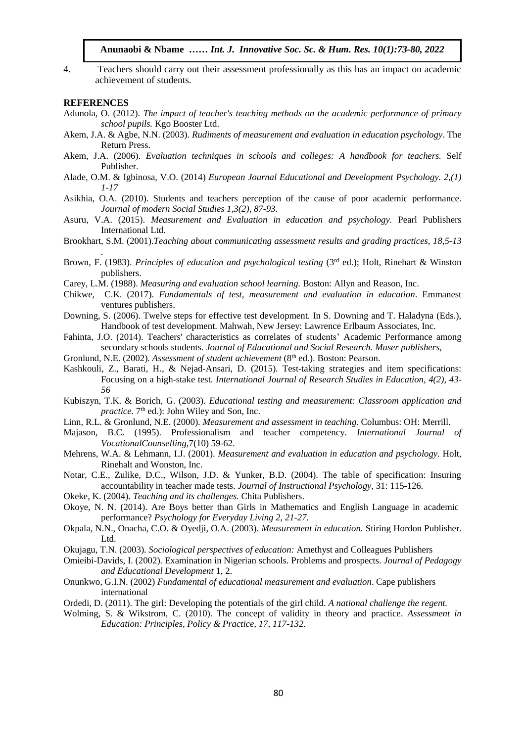4. Teachers should carry out their assessment professionally as this has an impact on academic achievement of students.

## REFERENCES

Adunola, O. (2012). *The impact of teacher's teaching methods on the academic performance of primary school pupils.* Kgo Booster Ltd.

Akem, J.A. & Agbe, N.N. (2003). *Rudiments of measurement and evaluation in education psychology*. The Return Press.

Akem, J.A. (2006). *Evaluation techniques in schools and colleges: A handbook for teachers.* Self Publisher.

Alade, O.M. & Igbinosa, V.O. (2014) *European Journal Educational and Development Psychology. 2,(1) 1-17*

Asikhia, O.A. (2010). Students and teachers perception of the cause of poor academic performance. *Journal of modern Social Studies 1,3(2), 87-93.*

Asuru, V.A. (2015). *Measurement and Evaluation in education and psychology.* Pearl Publishers International Ltd.

Brookhart, S.M. (2001).*Teaching about communicating assessment results and grading practices, 18,5-13*.

Brown, F. (1983). *Principles of education and psychological testing* (3rd ed.); Holt, Rinehart & Winston publishers.

Carey, L.M. (1988). *Measuring and evaluation school learning.* Boston: Allyn and Reason, Inc.

Chikwe, C.K. (2017). *Fundamentals of test, measurement and evaluation in education*. Emmanest ventures publishers.

Downing, S. (2006). Twelve steps for effective test development. In S. Downing and T. Haladyna (Eds.), Handbook of test development. Mahwah, New Jersey: Lawrence Erlbaum Associates, Inc.

Fahinta, J.O. (2014). Teachers' characteristics as correlates of students' Academic Performance among secondary schools students. *Journal of Educational and Social Research. Muser publishers,*

Gronlund, N.E. (2002). *Assessment of student achievement* (8th ed.). Boston: Pearson.

Kashkouli, Z., Barati, H., & Nejad-Ansari, D. (2015). Test-taking strategies and item specifications: Focusing on a high-stake test. *International Journal of Research Studies in Education, 4(2), 43-56*

Kubiszyn, T.K. & Borich, G. (2003). *Educational testing and measurement: Classroom application and practice.* 7th ed.): John Wiley and Son, Inc.

Linn, R.L. & Gronlund, N.E. (2000). *Measurement and assessment in teaching.* Columbus: OH: Merrill.

Majason, B.C. (1995). Professionalism and teacher competency. *International Journal of VocationalCounselling,*7(10) 59-62.

Mehrens, W.A. & Lehmann, I.J. (2001). *Measurement and evaluation in education and psychology.* Holt, Rinehalt and Wonston, Inc.

Notar, C.E., Zulike, D.C., Wilson, J.D. & Yunker, B.D. (2004). The table of specification: Insuring accountability in teacher made tests. *Journal of Instructional Psychology,* 31: 115-126.

Okeke, K. (2004). *Teaching and its challenges.* Chita Publishers.

Okoye, N. N. (2014). Are Boys better than Girls in Mathematics and English Language in academic performance? *Psychology for Everyday Living 2, 21-27.*

Okpala, N.N., Onacha, C.O. & Oyedji, O.A. (2003). *Measurement in education.* Stiring Hordon Publisher. Ltd.

Okujagu, T.N. (2003). *Sociological perspectives of education:* Amethyst and Colleagues Publishers

Omieibi-Davids, I. (2002). Examination in Nigerian schools. Problems and prospects. *Journal of Pedagogy and Educational Development* 1, 2.

Onunkwo, G.I.N. (2002) *Fundamental of educational measurement and evaluation*. Cape publishers international

Ordedi, D. (2011). The girl: Developing the potentials of the girl child. *A national challenge the regent.*

Wolming, S. & Wikstrom, C. (2010). The concept of validity in theory and practice. *Assessment in Education: Principles, Policy & Practice, 17, 117-132.*